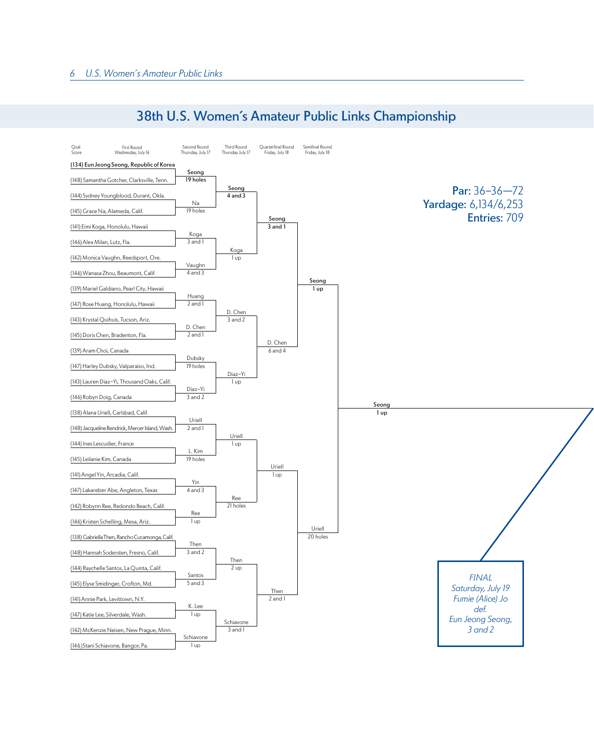# 38th U.S. Women's Amateur Public Links Championship

**Par:** 36–36—72
**Yardage:** 6,134/6,253
**Entries:** 709

| Qual. Score | First Round Wednesday, July 16 | Second Round Thursday, July 17 | Third Round Thursday July 17 | Quarterfinal Round Friday, July 18 | Semifinal Round Friday, July 18 |
|---|---|---|---|---|---|
| 134 | Eun Jeong Seong, Republic of Korea | Seong 19 holes | Seong 4 and 3 | Seong 3 and 1 | Seong 1 up |
| 148 | Samantha Gotcher, Clarksville, Tenn. | | | | |
| 144 | Sydney Youngblood, Durant, Okla. | Na 19 holes | | | |
| 145 | Grace Na, Alameda, Calif. | | | | |
| 141 | Eimi Koga, Honolulu, Hawaii | Koga 3 and 1 | Koga 1 up | | |
| 146 | Alex Milan, Lutz, Fla. | | | | |
| 142 | Monica Vaughn, Reedsport, Ore. | Vaughn 4 and 3 | | | |
| 146 | Wanasa Zhou, Beaumont, Calif. | | | | |
| 139 | Mariel Galdiano, Pearl City, Hawaii | Huang 2 and 1 | D. Chen 3 and 2 | D. Chen 6 and 4 | |
| 147 | Rose Huang, Honolulu, Hawaii | | | | |
| 143 | Krystal Quihuis, Tucson, Ariz. | D. Chen 2 and 1 | | | |
| 145 | Doris Chen, Bradenton, Fla. | | | | |
| 139 | Aram Choi, Canada | Dubsky 19 holes | Diaz–Yi 1 up | | |
| 147 | Harley Dubsky, Valparaiso, Ind. | | | | |
| 143 | Lauren Diaz–Yi, Thousand Oaks, Calif. | Diaz–Yi 3 and 2 | | | |
| 146 | Robyn Doig, Canada | | | | |
| 138 | Alana Uriell, Carlsbad, Calif. | Uriell 2 and 1 | Uriell 1 up | Uriell 1 up | Uriell 20 holes |
| 148 | Jacqueline Bendrick, Mercer Island, Wash. | | | | |
| 144 | Ines Lescudier, France | L. Kim 19 holes | | | |
| 145 | Leilanie Kim, Canada | | | | |
| 141 | Angel Yin, Arcadia, Calif. | Yin 4 and 3 | Ree 21 holes | | |
| 147 | Lakareber Abe, Angleton, Texas | | | | |
| 142 | Robynn Ree, Redondo Beach, Calif. | Ree 1 up | | | |
| 146 | Kristen Schelling, Mesa, Ariz. | | | | |
| 138 | Gabriella Then, Rancho Cucamonga, Calif. | Then 3 and 2 | Then 2 up | Then 2 and 1 | |
| 148 | Hannah Sodersten, Fresno, Calif. | | | | |
| 144 | Raychelle Santos, La Quinta, Calif. | Santos 5 and 3 | | | |
| 145 | Elyse Smidinger, Crofton, Md. | | | | |
| 141 | Annie Park, Levittown, N.Y. | K. Lee 1 up | Schiavone 3 and 1 | | |
| 147 | Katie Lee, Silverdale, Wash. | | | | |
| 142 | McKenzie Neisen, New Prague, Minn. | Schiavone 1 up | | | |
| 146 | Stani Schiavone, Bangor, Pa. | | | | |

Semifinal: Seong 1 up

*FINAL*
*Saturday, July 19*
*Fumie (Alice) Jo def. Eun Jeong Seong, 3 and 2*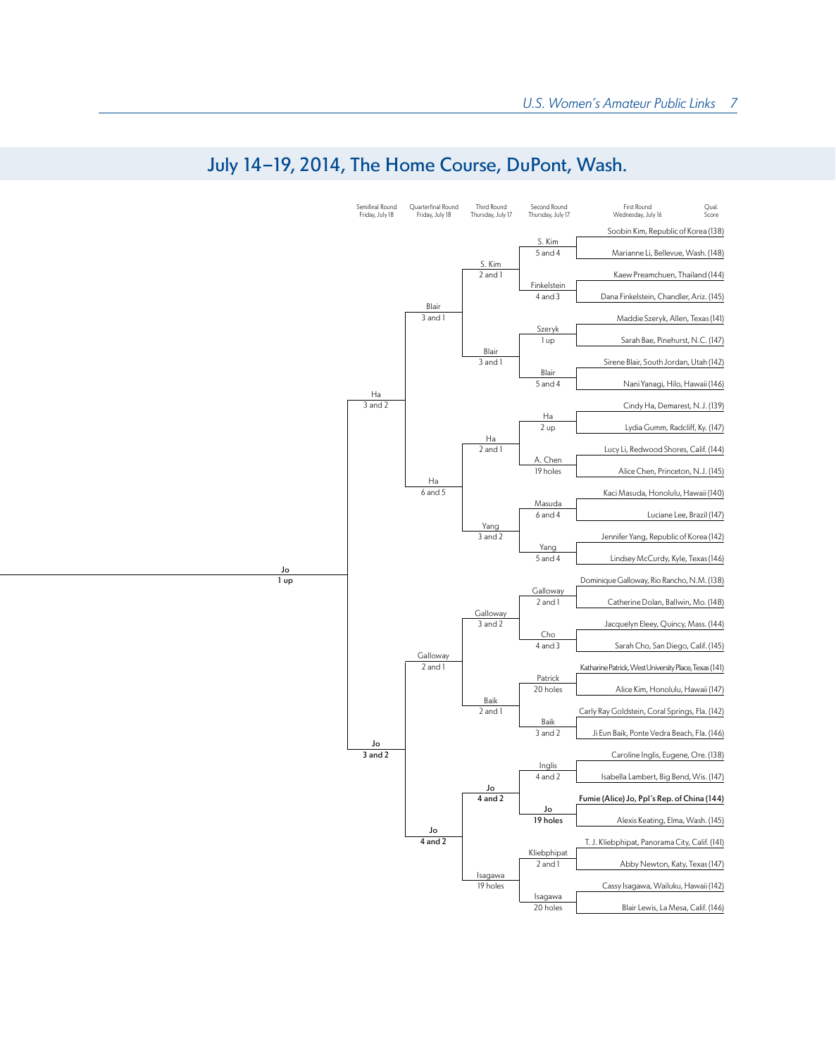## July 14–19, 2014, The Home Course, DuPont, Wash.

### First Round, Wednesday, July 16

| First Round Match | Qual. Score | Second Round Result |
|---|---|---|
| Soobin Kim, Republic of Korea (138) vs. Marianne Li, Bellevue, Wash. (148) | | S. Kim, 5 and 4 |
| Kaew Preamchuen, Thailand (144) vs. Dana Finkelstein, Chandler, Ariz. (145) | | Finkelstein, 4 and 3 |
| Maddie Szeryk, Allen, Texas (141) vs. Sarah Bae, Pinehurst, N.C. (147) | | Szeryk, 1 up |
| Sirene Blair, South Jordan, Utah (142) vs. Nani Yanagi, Hilo, Hawaii (146) | | Blair, 5 and 4 |
| Cindy Ha, Demarest, N.J. (139) vs. Lydia Gumm, Radcliff, Ky. (147) | | Ha, 2 up |
| Lucy Li, Redwood Shores, Calif. (144) vs. Alice Chen, Princeton, N.J. (145) | | A. Chen, 19 holes |
| Kaci Masuda, Honolulu, Hawaii (140) vs. Luciane Lee, Brazil (147) | | Masuda, 6 and 4 |
| Jennifer Yang, Republic of Korea (142) vs. Lindsey McCurdy, Kyle, Texas (146) | | Yang, 5 and 4 |
| Dominique Galloway, Rio Rancho, N.M. (138) vs. Catherine Dolan, Ballwin, Mo. (148) | | Galloway, 2 and 1 |
| Jacquelyn Eleey, Quincy, Mass. (144) vs. Sarah Cho, San Diego, Calif. (145) | | Cho, 4 and 3 |
| Katharine Patrick, West University Place, Texas (141) vs. Alice Kim, Honolulu, Hawaii (147) | | Patrick, 20 holes |
| Carly Ray Goldstein, Coral Springs, Fla. (142) vs. Ji Eun Baik, Ponte Vedra Beach, Fla. (146) | | Baik, 3 and 2 |
| Caroline Inglis, Eugene, Ore. (138) vs. Isabella Lambert, Big Bend, Wis. (147) | | Inglis, 4 and 2 |
| **Fumie (Alice) Jo, Ppl's Rep. of China (144)** vs. Alexis Keating, Elma, Wash. (145) | | **Jo, 19 holes** |
| T. J. Kliebphipat, Panorama City, Calif. (141) vs. Abby Newton, Katy, Texas (147) | | Kliebphipat, 2 and 1 |
| Cassy Isagawa, Wailuku, Hawaii (142) vs. Blair Lewis, La Mesa, Calif. (146) | | Isagawa, 20 holes |

### Second Round, Thursday, July 17 → Third Round, Thursday, July 17

| Third Round Match | Result |
|---|---|
| S. Kim vs. Finkelstein | S. Kim, 2 and 1 |
| Szeryk vs. Blair | Blair, 3 and 1 |
| Ha vs. A. Chen | Ha, 2 and 1 |
| Masuda vs. Yang | Yang, 3 and 2 |
| Galloway vs. Cho | Galloway, 3 and 2 |
| Patrick vs. Baik | Baik, 2 and 1 |
| Inglis vs. Jo | **Jo, 4 and 2** |
| Kliebphipat vs. Isagawa | Isagawa, 19 holes |

### Quarterfinal Round, Friday, July 18

| Match | Result |
|---|---|
| S. Kim vs. Blair | Blair, 3 and 1 |
| Ha vs. Yang | Ha, 6 and 5 |
| Galloway vs. Baik | Galloway, 2 and 1 |
| Jo vs. Isagawa | **Jo, 4 and 2** |

### Semifinal Round, Friday, July 18

| Match | Result |
|---|---|
| Blair vs. Ha | Ha, 3 and 2 |
| Galloway vs. Jo | **Jo, 3 and 2** |

### Final

| Match | Result |
|---|---|
| Ha vs. Jo | **Jo, 1 up** |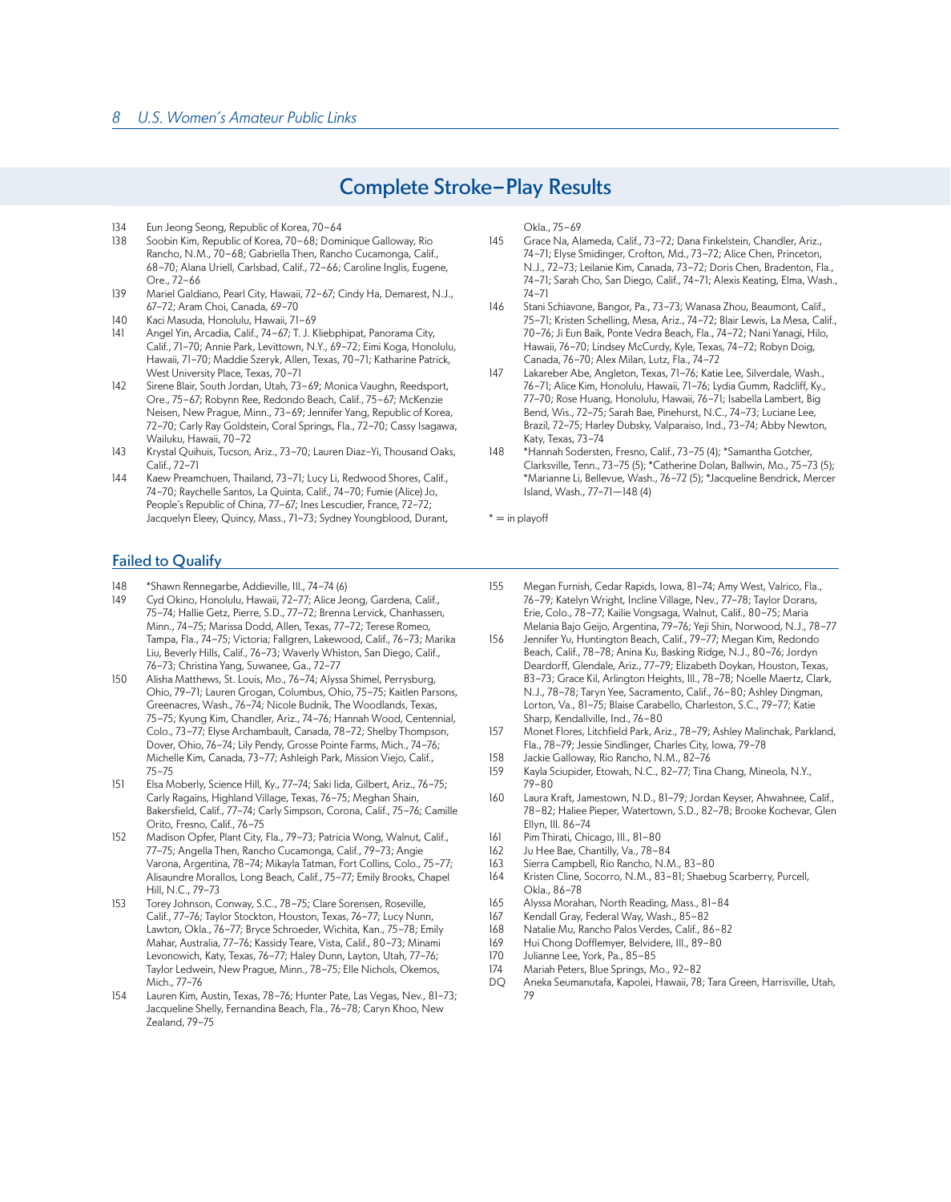## Complete Stroke–Play Results

134 Eun Jeong Seong, Republic of Korea, 70–64

138 Soobin Kim, Republic of Korea, 70–68; Dominique Galloway, Rio Rancho, N.M., 70–68; Gabriella Then, Rancho Cucamonga, Calif., 68–70; Alana Uriell, Carlsbad, Calif., 72–66; Caroline Inglis, Eugene, Ore., 72–66

139 Mariel Galdiano, Pearl City, Hawaii, 72–67; Cindy Ha, Demarest, N.J., 67–72; Aram Choi, Canada, 69–70

140 Kaci Masuda, Honolulu, Hawaii, 71–69

141 Angel Yin, Arcadia, Calif., 74–67; T. J. Kliebphipat, Panorama City, Calif., 71–70; Annie Park, Levittown, N.Y., 69–72; Eimi Koga, Honolulu, Hawaii, 71–70; Maddie Szeryk, Allen, Texas, 70–71; Katharine Patrick, West University Place, Texas, 70–71

142 Sirene Blair, South Jordan, Utah, 73–69; Monica Vaughn, Reedsport, Ore., 75–67; Robynn Ree, Redondo Beach, Calif., 75–67; McKenzie Neisen, New Prague, Minn., 73–69; Jennifer Yang, Republic of Korea, 72–70; Carly Ray Goldstein, Coral Springs, Fla., 72–70; Cassy Isagawa, Wailuku, Hawaii, 70–72

143 Krystal Quihuis, Tucson, Ariz., 73–70; Lauren Diaz–Yi, Thousand Oaks, Calif., 72–71

144 Kaew Preamchuen, Thailand, 73–71; Lucy Li, Redwood Shores, Calif., 74–70; Raychelle Santos, La Quinta, Calif., 74–70; Fumie (Alice) Jo, People's Republic of China, 77–67; Ines Lescudier, France, 72–72; Jacquelyn Eleey, Quincy, Mass., 71–73; Sydney Youngblood, Durant, Okla., 75–69

145 Grace Na, Alameda, Calif., 73–72; Dana Finkelstein, Chandler, Ariz., 74–71; Elyse Smidinger, Crofton, Md., 73–72; Alice Chen, Princeton, N.J., 72–73; Leilanie Kim, Canada, 73–72; Doris Chen, Bradenton, Fla., 74–71; Sarah Cho, San Diego, Calif., 74–71; Alexis Keating, Elma, Wash., 74–71

146 Stani Schiavone, Bangor, Pa., 73–73; Wanasa Zhou, Beaumont, Calif., 75–71; Kristen Schelling, Mesa, Ariz., 74–72; Blair Lewis, La Mesa, Calif., 70–76; Ji Eun Baik, Ponte Vedra Beach, Fla., 74–72; Nani Yanagi, Hilo, Hawaii, 76–70; Lindsey McCurdy, Kyle, Texas, 74–72; Robyn Doig, Canada, 76–70; Alex Milan, Lutz, Fla., 74–72

147 Lakareber Abe, Angleton, Texas, 71–76; Katie Lee, Silverdale, Wash., 76–71; Alice Kim, Honolulu, Hawaii, 71–76; Lydia Gumm, Radcliff, Ky., 77–70; Rose Huang, Honolulu, Hawaii, 76–71; Isabella Lambert, Big Bend, Wis., 72–75; Sarah Bae, Pinehurst, N.C., 74–73; Luciane Lee, Brazil, 72–75; Harley Dubsky, Valparaiso, Ind., 73–74; Abby Newton, Katy, Texas, 73–74

148 *Hannah Sodersten, Fresno, Calif., 73–75 (4); *Samantha Gotcher, Clarksville, Tenn., 73–75 (5); *Catherine Dolan, Ballwin, Mo., 75–73 (5); *Marianne Li, Bellevue, Wash., 76–72 (5); *Jacqueline Bendrick, Mercer Island, Wash., 77–71—148 (4)

* = in playoff

## Failed to Qualify

148 *Shawn Rennegarbe, Addieville, Ill., 74–74 (6)

149 Cyd Okino, Honolulu, Hawaii, 72–77; Alice Jeong, Gardena, Calif., 75–74; Hallie Getz, Pierre, S.D., 77–72; Brenna Lervick, Chanhassen, Minn., 74–75; Marissa Dodd, Allen, Texas, 77–72; Terese Romeo, Tampa, Fla., 74–75; Victoria; Fallgren, Lakewood, Calif., 76–73; Marika Liu, Beverly Hills, Calif., 76–73; Waverly Whiston, San Diego, Calif., 76–73; Christina Yang, Suwanee, Ga., 72–77

150 Alisha Matthews, St. Louis, Mo., 76–74; Alyssa Shimel, Perrysburg, Ohio, 79–71; Lauren Grogan, Columbus, Ohio, 75–75; Kaitlen Parsons, Greenacres, Wash., 76–74; Nicole Budnik, The Woodlands, Texas, 75–75; Kyung Kim, Chandler, Ariz., 74–76; Hannah Wood, Centennial, Colo., 73–77; Elyse Archambault, Canada, 78–72; Shelby Thompson, Dover, Ohio, 76–74; Lily Pendy, Grosse Pointe Farms, Mich., 74–76; Michelle Kim, Canada, 73–77; Ashleigh Park, Mission Viejo, Calif., 75–75

151 Elsa Moberly, Science Hill, Ky., 77–74; Saki Iida, Gilbert, Ariz., 76–75; Carly Ragains, Highland Village, Texas, 76–75; Meghan Shain, Bakersfield, Calif., 77–74; Carly Simpson, Corona, Calif., 75–76; Camille Orito, Fresno, Calif., 76–75

152 Madison Opfer, Plant City, Fla., 79–73; Patricia Wong, Walnut, Calif., 77–75; Angella Then, Rancho Cucamonga, Calif., 79–73; Angie Varona, Argentina, 78–74; Mikayla Tatman, Fort Collins, Colo., 75–77; Alisaundre Morallos, Long Beach, Calif., 75–77; Emily Brooks, Chapel Hill, N.C., 79–73

153 Torey Johnson, Conway, S.C., 78–75; Clare Sorensen, Roseville, Calif., 77–76; Taylor Stockton, Houston, Texas, 76–77; Lucy Nunn, Lawton, Okla., 76–77; Bryce Schroeder, Wichita, Kan., 75–78; Emily Mahar, Australia, 77–76; Kassidy Teare, Vista, Calif., 80–73; Minami Levonowich, Katy, Texas, 76–77; Haley Dunn, Layton, Utah, 77–76; Taylor Ledwein, New Prague, Minn., 78–75; Elle Nichols, Okemos, Mich., 77–76

154 Lauren Kim, Austin, Texas, 78–76; Hunter Pate, Las Vegas, Nev., 81–73; Jacqueline Shelly, Fernandina Beach, Fla., 76–78; Caryn Khoo, New Zealand, 79–75

155 Megan Furnish, Cedar Rapids, Iowa, 81–74; Amy West, Valrico, Fla., 76–79; Katelyn Wright, Incline Village, Nev., 77–78; Taylor Dorans, Erie, Colo., 78–77; Kailie Vongsaga, Walnut, Calif., 80–75; Maria Melania Bajo Geijo, Argentina, 79–76; Yeji Shin, Norwood, N.J., 78–77

156 Jennifer Yu, Huntington Beach, Calif., 79–77; Megan Kim, Redondo Beach, Calif., 78–78; Anina Ku, Basking Ridge, N.J., 80–76; Jordyn Deardorff, Glendale, Ariz., 77–79; Elizabeth Doykan, Houston, Texas, 83–73; Grace Kil, Arlington Heights, Ill., 78–78; Noelle Maertz, Clark, N.J., 78–78; Taryn Yee, Sacramento, Calif., 76–80; Ashley Dingman, Lorton, Va., 81–75; Blaise Carabello, Charleston, S.C., 79–77; Katie Sharp, Kendallville, Ind., 76–80

157 Monet Flores, Litchfield Park, Ariz., 78–79; Ashley Malinchak, Parkland, Fla., 78–79; Jessie Sindlinger, Charles City, Iowa, 79–78

158 Jackie Galloway, Rio Rancho, N.M., 82–76

159 Kayla Sciupider, Etowah, N.C., 82–77; Tina Chang, Mineola, N.Y., 79–80

160 Laura Kraft, Jamestown, N.D., 81–79; Jordan Keyser, Ahwahnee, Calif., 78–82; Haliee Pieper, Watertown, S.D., 82–78; Brooke Kochevar, Glen Ellyn, Ill. 86–74

161 Pim Thirati, Chicago, Ill., 81–80

162 Ju Hee Bae, Chantilly, Va., 78–84

163 Sierra Campbell, Rio Rancho, N.M., 83–80

164 Kristen Cline, Socorro, N.M., 83–81; Shaebug Scarberry, Purcell, Okla., 86–78

165 Alyssa Morahan, North Reading, Mass., 81–84

167 Kendall Gray, Federal Way, Wash., 85–82

168 Natalie Mu, Rancho Palos Verdes, Calif., 86–82

169 Hui Chong Dofflemyer, Belvidere, Ill., 89–80

170 Julianne Lee, York, Pa., 85–85

174 Mariah Peters, Blue Springs, Mo., 92–82

DQ Aneka Seumanutafa, Kapolei, Hawaii, 78; Tara Green, Harrisville, Utah, 79